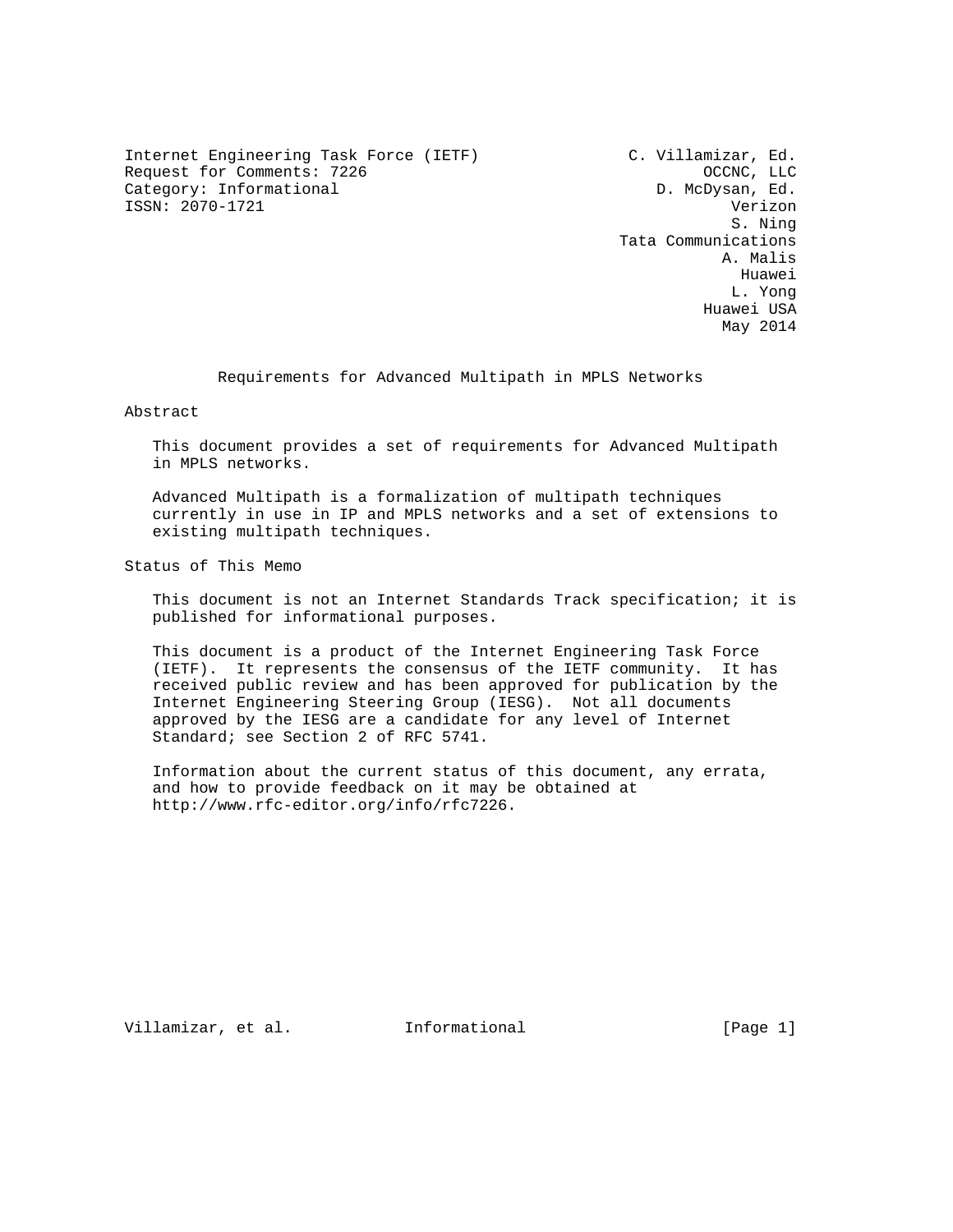Internet Engineering Task Force (IETF) C. Villamizar, Ed.
Request for Comments: 7226 OCCNC, LLC
Category: Informational D. McDysan, Ed.
ISSN: 2070-1721 Verizon
S. Ning
Tata Communications
A. Malis
Huawei
L. Yong
Huawei USA
May 2014

# Requirements for Advanced Multipath in MPLS Networks

## Abstract

This document provides a set of requirements for Advanced Multipath in MPLS networks.

Advanced Multipath is a formalization of multipath techniques currently in use in IP and MPLS networks and a set of extensions to existing multipath techniques.

## Status of This Memo

This document is not an Internet Standards Track specification; it is published for informational purposes.

This document is a product of the Internet Engineering Task Force (IETF). It represents the consensus of the IETF community. It has received public review and has been approved for publication by the Internet Engineering Steering Group (IESG). Not all documents approved by the IESG are a candidate for any level of Internet Standard; see Section 2 of RFC 5741.

Information about the current status of this document, any errata, and how to provide feedback on it may be obtained at http://www.rfc-editor.org/info/rfc7226.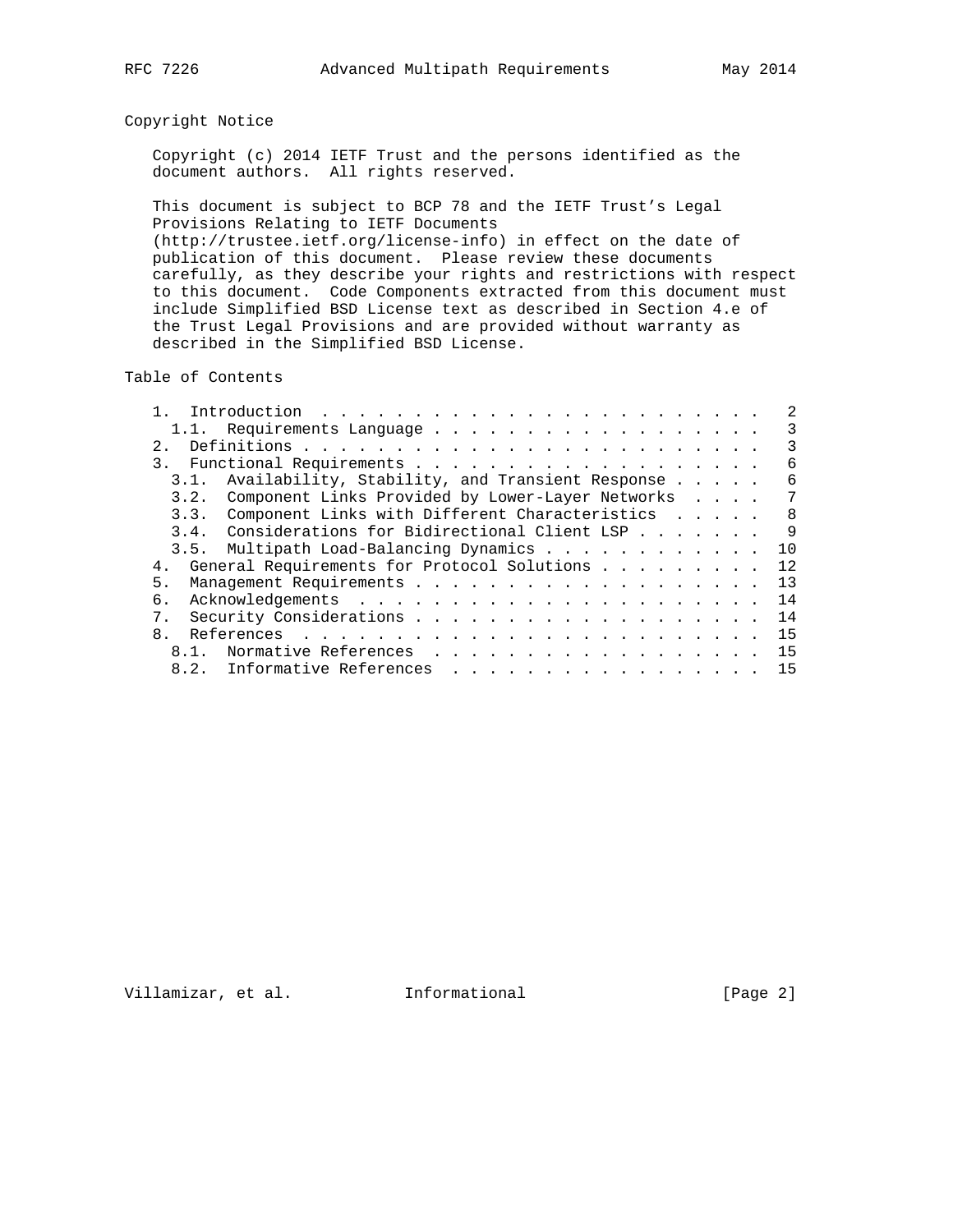## Copyright Notice

Copyright (c) 2014 IETF Trust and the persons identified as the document authors. All rights reserved.

This document is subject to BCP 78 and the IETF Trust's Legal Provisions Relating to IETF Documents (http://trustee.ietf.org/license-info) in effect on the date of publication of this document. Please review these documents carefully, as they describe your rights and restrictions with respect to this document. Code Components extracted from this document must include Simplified BSD License text as described in Section 4.e of the Trust Legal Provisions and are provided without warranty as described in the Simplified BSD License.

## Table of Contents

```
   1.  Introduction . . . . . . . . . . . . . . . . . . . . . . . .   2
     1.1.  Requirements Language . . . . . . . . . . . . . . . . . .   3
   2.  Definitions . . . . . . . . . . . . . . . . . . . . . . . . .   3
   3.  Functional Requirements . . . . . . . . . . . . . . . . . . .   6
     3.1.  Availability, Stability, and Transient Response . . . . .   6
     3.2.  Component Links Provided by Lower-Layer Networks  . . . .   7
     3.3.  Component Links with Different Characteristics  . . . . .   8
     3.4.  Considerations for Bidirectional Client LSP . . . . . . .   9
     3.5.  Multipath Load-Balancing Dynamics . . . . . . . . . . . .  10
   4.  General Requirements for Protocol Solutions . . . . . . . . .  12
   5.  Management Requirements . . . . . . . . . . . . . . . . . . .  13
   6.  Acknowledgements  . . . . . . . . . . . . . . . . . . . . . .  14
   7.  Security Considerations . . . . . . . . . . . . . . . . . . .  14
   8.  References  . . . . . . . . . . . . . . . . . . . . . . . . .  15
     8.1.  Normative References  . . . . . . . . . . . . . . . . . .  15
     8.2.  Informative References  . . . . . . . . . . . . . . . . .  15
```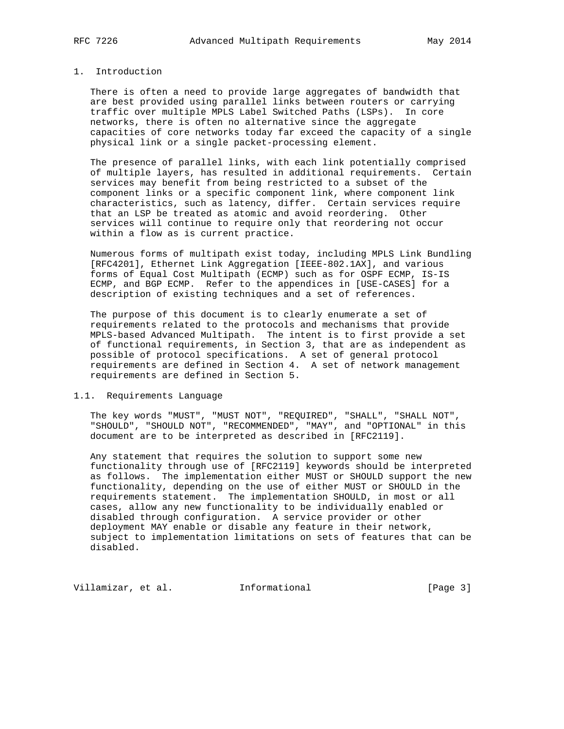# 1. Introduction

There is often a need to provide large aggregates of bandwidth that are best provided using parallel links between routers or carrying traffic over multiple MPLS Label Switched Paths (LSPs). In core networks, there is often no alternative since the aggregate capacities of core networks today far exceed the capacity of a single physical link or a single packet-processing element.

The presence of parallel links, with each link potentially comprised of multiple layers, has resulted in additional requirements. Certain services may benefit from being restricted to a subset of the component links or a specific component link, where component link characteristics, such as latency, differ. Certain services require that an LSP be treated as atomic and avoid reordering. Other services will continue to require only that reordering not occur within a flow as is current practice.

Numerous forms of multipath exist today, including MPLS Link Bundling [RFC4201], Ethernet Link Aggregation [IEEE-802.1AX], and various forms of Equal Cost Multipath (ECMP) such as for OSPF ECMP, IS-IS ECMP, and BGP ECMP. Refer to the appendices in [USE-CASES] for a description of existing techniques and a set of references.

The purpose of this document is to clearly enumerate a set of requirements related to the protocols and mechanisms that provide MPLS-based Advanced Multipath. The intent is to first provide a set of functional requirements, in Section 3, that are as independent as possible of protocol specifications. A set of general protocol requirements are defined in Section 4. A set of network management requirements are defined in Section 5.

## 1.1. Requirements Language

The key words "MUST", "MUST NOT", "REQUIRED", "SHALL", "SHALL NOT", "SHOULD", "SHOULD NOT", "RECOMMENDED", "MAY", and "OPTIONAL" in this document are to be interpreted as described in [RFC2119].

Any statement that requires the solution to support some new functionality through use of [RFC2119] keywords should be interpreted as follows. The implementation either MUST or SHOULD support the new functionality, depending on the use of either MUST or SHOULD in the requirements statement. The implementation SHOULD, in most or all cases, allow any new functionality to be individually enabled or disabled through configuration. A service provider or other deployment MAY enable or disable any feature in their network, subject to implementation limitations on sets of features that can be disabled.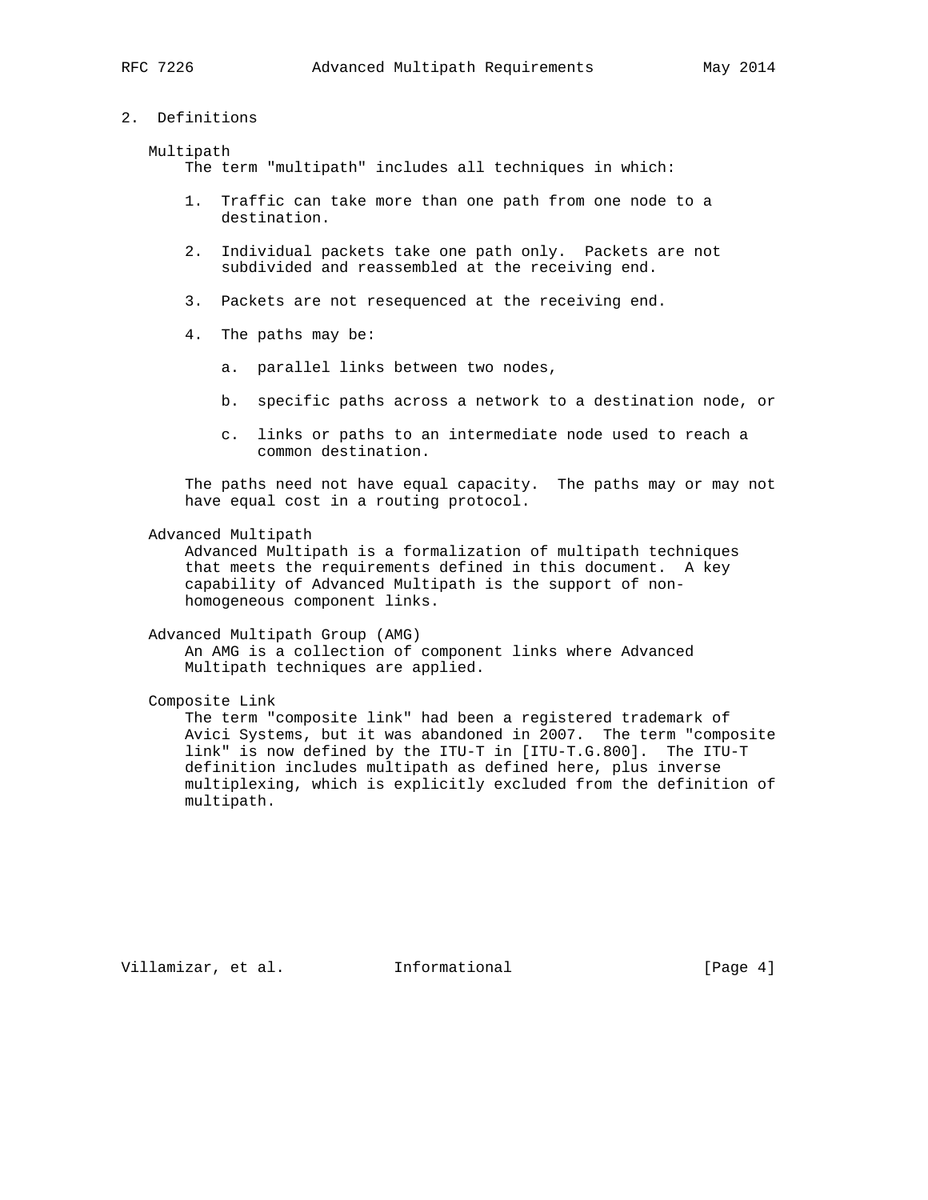## 2. Definitions

Multipath

The term "multipath" includes all techniques in which:

1. Traffic can take more than one path from one node to a destination.

2. Individual packets take one path only. Packets are not subdivided and reassembled at the receiving end.

3. Packets are not resequenced at the receiving end.

4. The paths may be:

   a. parallel links between two nodes,

   b. specific paths across a network to a destination node, or

   c. links or paths to an intermediate node used to reach a common destination.

The paths need not have equal capacity. The paths may or may not have equal cost in a routing protocol.

Advanced Multipath

Advanced Multipath is a formalization of multipath techniques that meets the requirements defined in this document. A key capability of Advanced Multipath is the support of non-homogeneous component links.

Advanced Multipath Group (AMG)

An AMG is a collection of component links where Advanced Multipath techniques are applied.

Composite Link

The term "composite link" had been a registered trademark of Avici Systems, but it was abandoned in 2007. The term "composite link" is now defined by the ITU-T in [ITU-T.G.800]. The ITU-T definition includes multipath as defined here, plus inverse multiplexing, which is explicitly excluded from the definition of multipath.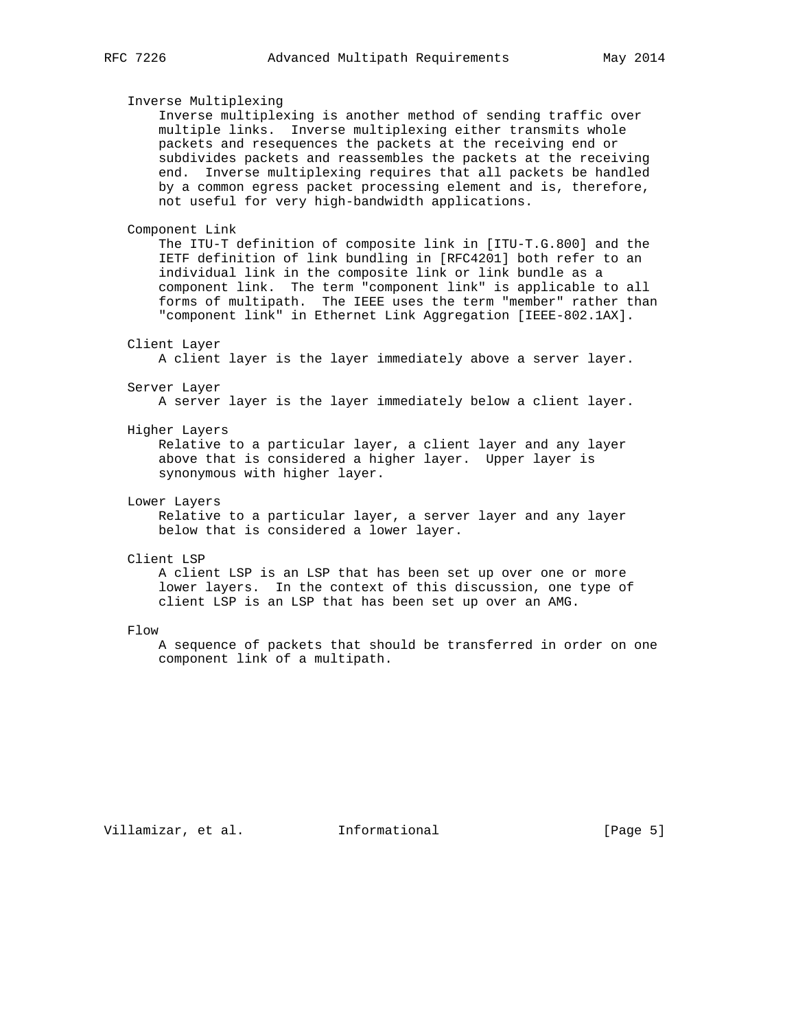Inverse Multiplexing
: Inverse multiplexing is another method of sending traffic over multiple links. Inverse multiplexing either transmits whole packets and resequences the packets at the receiving end or subdivides packets and reassembles the packets at the receiving end. Inverse multiplexing requires that all packets be handled by a common egress packet processing element and is, therefore, not useful for very high-bandwidth applications.

Component Link
: The ITU-T definition of composite link in [ITU-T.G.800] and the IETF definition of link bundling in [RFC4201] both refer to an individual link in the composite link or link bundle as a component link. The term "component link" is applicable to all forms of multipath. The IEEE uses the term "member" rather than "component link" in Ethernet Link Aggregation [IEEE-802.1AX].

Client Layer
: A client layer is the layer immediately above a server layer.

Server Layer
: A server layer is the layer immediately below a client layer.

Higher Layers
: Relative to a particular layer, a client layer and any layer above that is considered a higher layer. Upper layer is synonymous with higher layer.

Lower Layers
: Relative to a particular layer, a server layer and any layer below that is considered a lower layer.

Client LSP
: A client LSP is an LSP that has been set up over one or more lower layers. In the context of this discussion, one type of client LSP is an LSP that has been set up over an AMG.

Flow
: A sequence of packets that should be transferred in order on one component link of a multipath.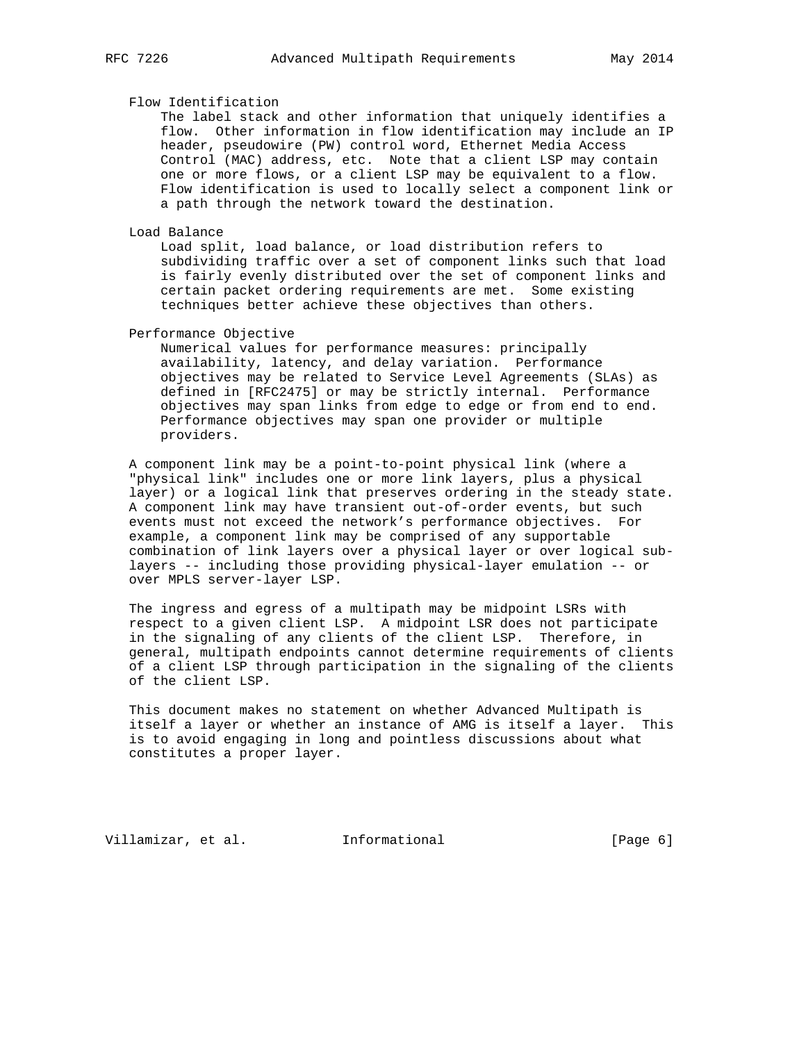Flow Identification
: The label stack and other information that uniquely identifies a flow. Other information in flow identification may include an IP header, pseudowire (PW) control word, Ethernet Media Access Control (MAC) address, etc. Note that a client LSP may contain one or more flows, or a client LSP may be equivalent to a flow. Flow identification is used to locally select a component link or a path through the network toward the destination.

Load Balance
: Load split, load balance, or load distribution refers to subdividing traffic over a set of component links such that load is fairly evenly distributed over the set of component links and certain packet ordering requirements are met. Some existing techniques better achieve these objectives than others.

Performance Objective
: Numerical values for performance measures: principally availability, latency, and delay variation. Performance objectives may be related to Service Level Agreements (SLAs) as defined in [RFC2475] or may be strictly internal. Performance objectives may span links from edge to edge or from end to end. Performance objectives may span one provider or multiple providers.

A component link may be a point-to-point physical link (where a "physical link" includes one or more link layers, plus a physical layer) or a logical link that preserves ordering in the steady state. A component link may have transient out-of-order events, but such events must not exceed the network's performance objectives. For example, a component link may be comprised of any supportable combination of link layers over a physical layer or over logical sub-layers -- including those providing physical-layer emulation -- or over MPLS server-layer LSP.

The ingress and egress of a multipath may be midpoint LSRs with respect to a given client LSP. A midpoint LSR does not participate in the signaling of any clients of the client LSP. Therefore, in general, multipath endpoints cannot determine requirements of clients of a client LSP through participation in the signaling of the clients of the client LSP.

This document makes no statement on whether Advanced Multipath is itself a layer or whether an instance of AMG is itself a layer. This is to avoid engaging in long and pointless discussions about what constitutes a proper layer.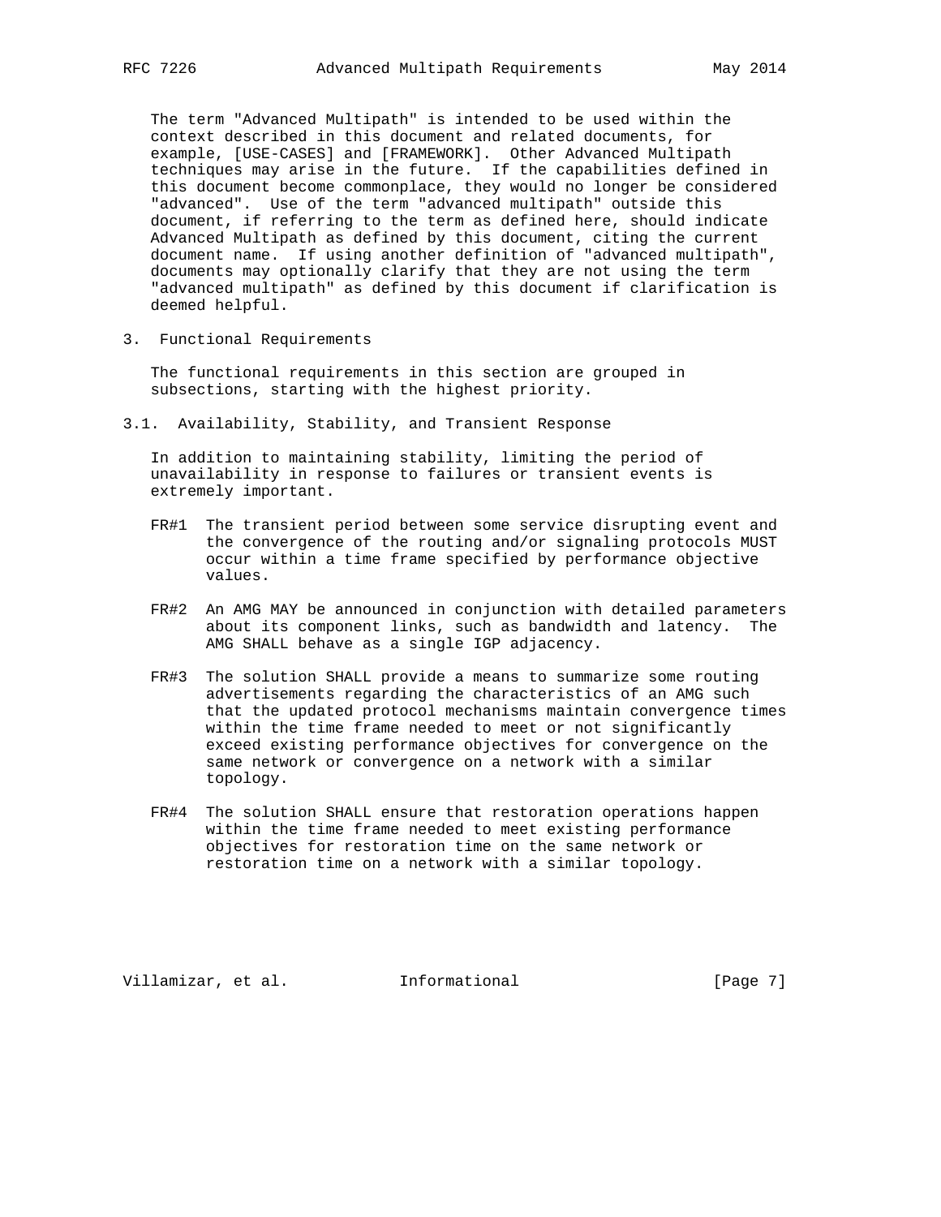The term "Advanced Multipath" is intended to be used within the context described in this document and related documents, for example, [USE-CASES] and [FRAMEWORK]. Other Advanced Multipath techniques may arise in the future. If the capabilities defined in this document become commonplace, they would no longer be considered "advanced". Use of the term "advanced multipath" outside this document, if referring to the term as defined here, should indicate Advanced Multipath as defined by this document, citing the current document name. If using another definition of "advanced multipath", documents may optionally clarify that they are not using the term "advanced multipath" as defined by this document if clarification is deemed helpful.

# 3. Functional Requirements

The functional requirements in this section are grouped in subsections, starting with the highest priority.

## 3.1. Availability, Stability, and Transient Response

In addition to maintaining stability, limiting the period of unavailability in response to failures or transient events is extremely important.

FR#1 The transient period between some service disrupting event and the convergence of the routing and/or signaling protocols MUST occur within a time frame specified by performance objective values.

FR#2 An AMG MAY be announced in conjunction with detailed parameters about its component links, such as bandwidth and latency. The AMG SHALL behave as a single IGP adjacency.

FR#3 The solution SHALL provide a means to summarize some routing advertisements regarding the characteristics of an AMG such that the updated protocol mechanisms maintain convergence times within the time frame needed to meet or not significantly exceed existing performance objectives for convergence on the same network or convergence on a network with a similar topology.

FR#4 The solution SHALL ensure that restoration operations happen within the time frame needed to meet existing performance objectives for restoration time on the same network or restoration time on a network with a similar topology.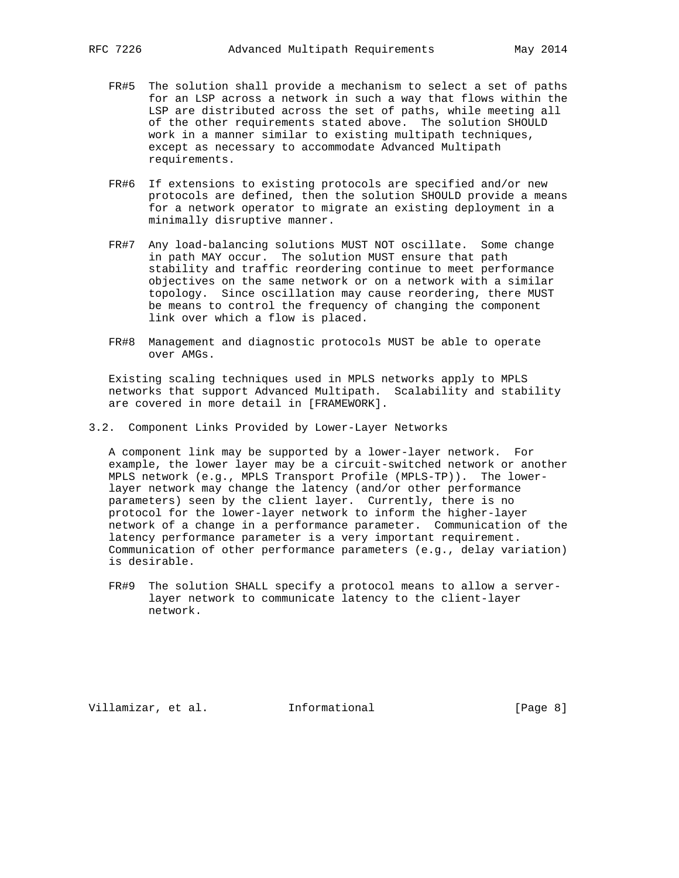FR#5 The solution shall provide a mechanism to select a set of paths for an LSP across a network in such a way that flows within the LSP are distributed across the set of paths, while meeting all of the other requirements stated above. The solution SHOULD work in a manner similar to existing multipath techniques, except as necessary to accommodate Advanced Multipath requirements.

FR#6 If extensions to existing protocols are specified and/or new protocols are defined, then the solution SHOULD provide a means for a network operator to migrate an existing deployment in a minimally disruptive manner.

FR#7 Any load-balancing solutions MUST NOT oscillate. Some change in path MAY occur. The solution MUST ensure that path stability and traffic reordering continue to meet performance objectives on the same network or on a network with a similar topology. Since oscillation may cause reordering, there MUST be means to control the frequency of changing the component link over which a flow is placed.

FR#8 Management and diagnostic protocols MUST be able to operate over AMGs.

Existing scaling techniques used in MPLS networks apply to MPLS networks that support Advanced Multipath. Scalability and stability are covered in more detail in [FRAMEWORK].

## 3.2. Component Links Provided by Lower-Layer Networks

A component link may be supported by a lower-layer network. For example, the lower layer may be a circuit-switched network or another MPLS network (e.g., MPLS Transport Profile (MPLS-TP)). The lower-layer network may change the latency (and/or other performance parameters) seen by the client layer. Currently, there is no protocol for the lower-layer network to inform the higher-layer network of a change in a performance parameter. Communication of the latency performance parameter is a very important requirement. Communication of other performance parameters (e.g., delay variation) is desirable.

FR#9 The solution SHALL specify a protocol means to allow a server-layer network to communicate latency to the client-layer network.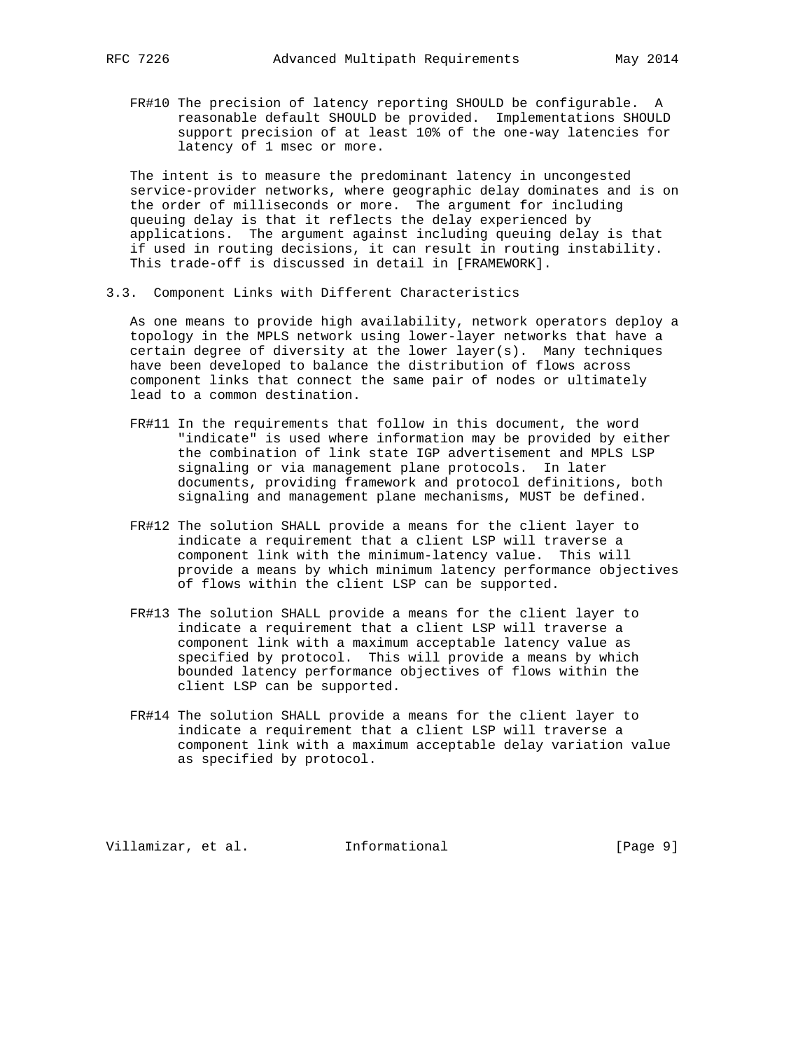FR#10 The precision of latency reporting SHOULD be configurable. A reasonable default SHOULD be provided. Implementations SHOULD support precision of at least 10% of the one-way latencies for latency of 1 msec or more.

The intent is to measure the predominant latency in uncongested service-provider networks, where geographic delay dominates and is on the order of milliseconds or more. The argument for including queuing delay is that it reflects the delay experienced by applications. The argument against including queuing delay is that if used in routing decisions, it can result in routing instability. This trade-off is discussed in detail in [FRAMEWORK].

## 3.3. Component Links with Different Characteristics

As one means to provide high availability, network operators deploy a topology in the MPLS network using lower-layer networks that have a certain degree of diversity at the lower layer(s). Many techniques have been developed to balance the distribution of flows across component links that connect the same pair of nodes or ultimately lead to a common destination.

FR#11 In the requirements that follow in this document, the word "indicate" is used where information may be provided by either the combination of link state IGP advertisement and MPLS LSP signaling or via management plane protocols. In later documents, providing framework and protocol definitions, both signaling and management plane mechanisms, MUST be defined.

FR#12 The solution SHALL provide a means for the client layer to indicate a requirement that a client LSP will traverse a component link with the minimum-latency value. This will provide a means by which minimum latency performance objectives of flows within the client LSP can be supported.

FR#13 The solution SHALL provide a means for the client layer to indicate a requirement that a client LSP will traverse a component link with a maximum acceptable latency value as specified by protocol. This will provide a means by which bounded latency performance objectives of flows within the client LSP can be supported.

FR#14 The solution SHALL provide a means for the client layer to indicate a requirement that a client LSP will traverse a component link with a maximum acceptable delay variation value as specified by protocol.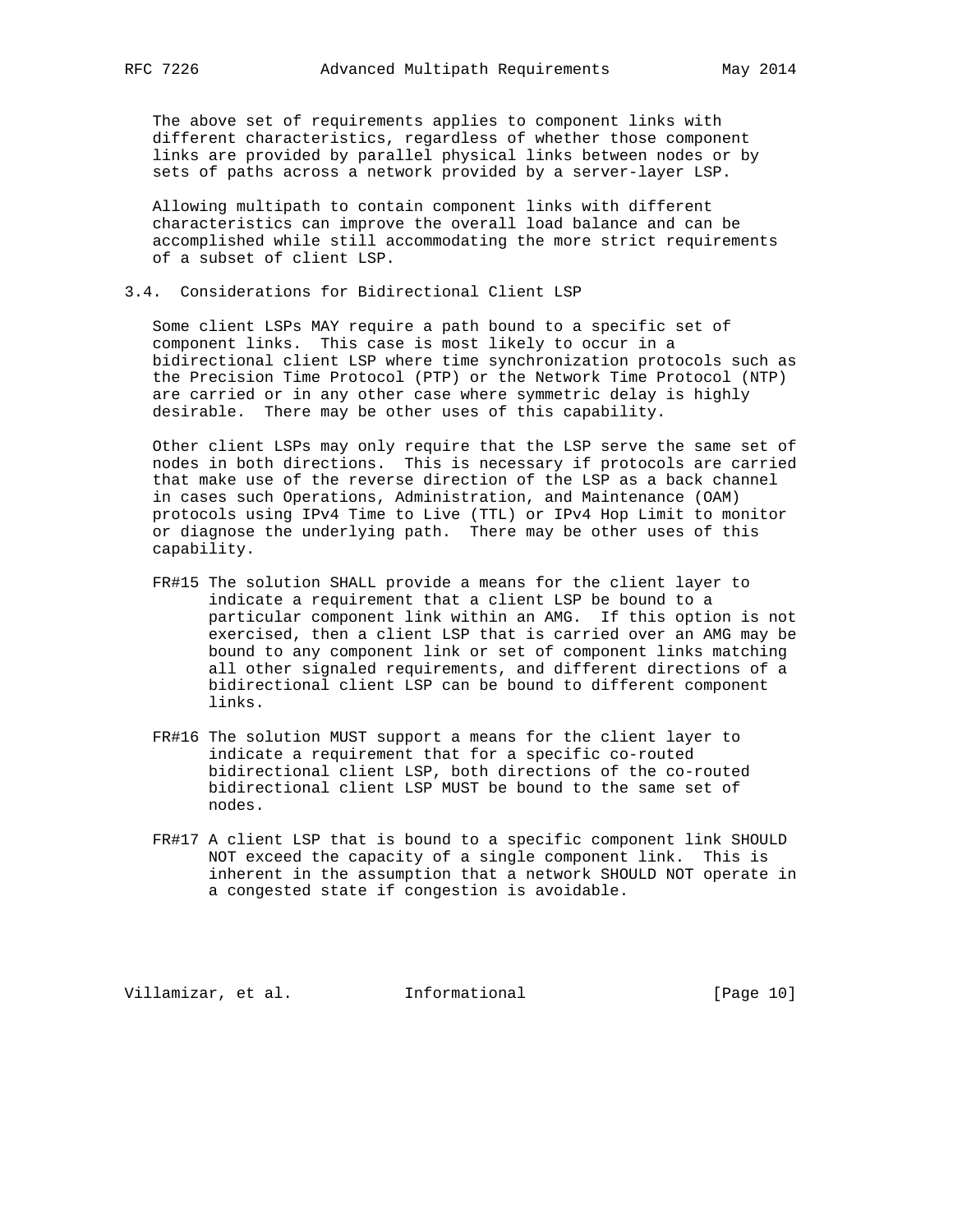The above set of requirements applies to component links with different characteristics, regardless of whether those component links are provided by parallel physical links between nodes or by sets of paths across a network provided by a server-layer LSP.

Allowing multipath to contain component links with different characteristics can improve the overall load balance and can be accomplished while still accommodating the more strict requirements of a subset of client LSP.

## 3.4. Considerations for Bidirectional Client LSP

Some client LSPs MAY require a path bound to a specific set of component links. This case is most likely to occur in a bidirectional client LSP where time synchronization protocols such as the Precision Time Protocol (PTP) or the Network Time Protocol (NTP) are carried or in any other case where symmetric delay is highly desirable. There may be other uses of this capability.

Other client LSPs may only require that the LSP serve the same set of nodes in both directions. This is necessary if protocols are carried that make use of the reverse direction of the LSP as a back channel in cases such Operations, Administration, and Maintenance (OAM) protocols using IPv4 Time to Live (TTL) or IPv4 Hop Limit to monitor or diagnose the underlying path. There may be other uses of this capability.

FR#15 The solution SHALL provide a means for the client layer to indicate a requirement that a client LSP be bound to a particular component link within an AMG. If this option is not exercised, then a client LSP that is carried over an AMG may be bound to any component link or set of component links matching all other signaled requirements, and different directions of a bidirectional client LSP can be bound to different component links.

FR#16 The solution MUST support a means for the client layer to indicate a requirement that for a specific co-routed bidirectional client LSP, both directions of the co-routed bidirectional client LSP MUST be bound to the same set of nodes.

FR#17 A client LSP that is bound to a specific component link SHOULD NOT exceed the capacity of a single component link. This is inherent in the assumption that a network SHOULD NOT operate in a congested state if congestion is avoidable.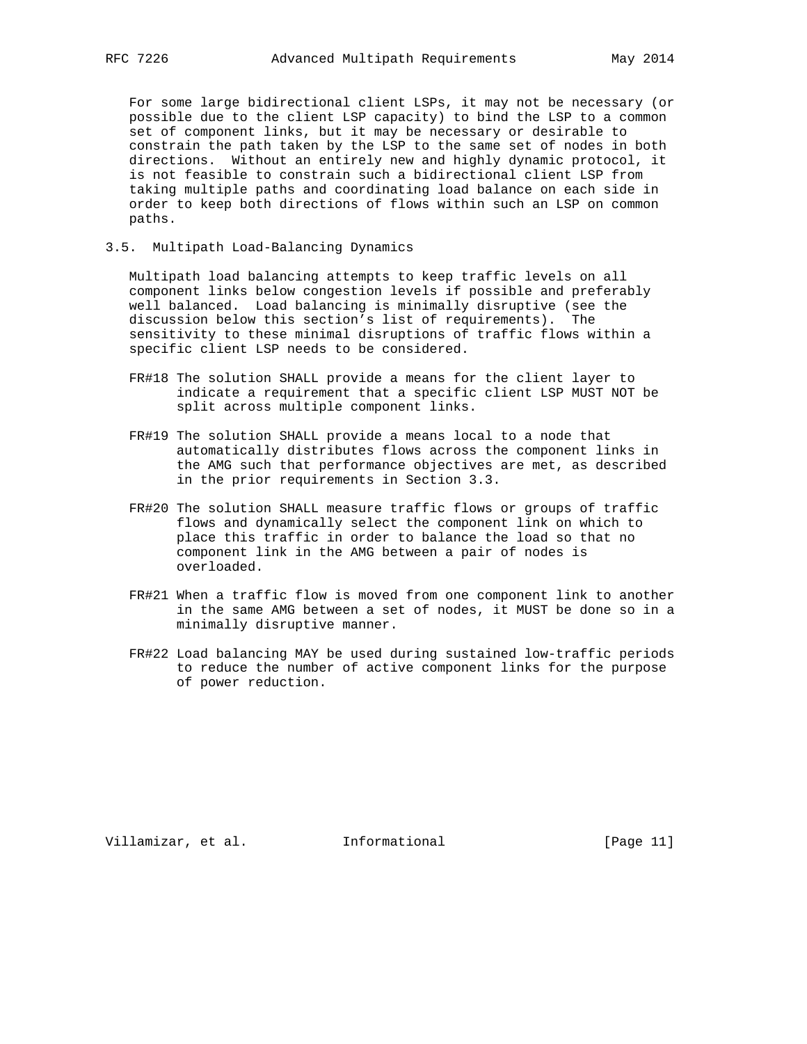For some large bidirectional client LSPs, it may not be necessary (or possible due to the client LSP capacity) to bind the LSP to a common set of component links, but it may be necessary or desirable to constrain the path taken by the LSP to the same set of nodes in both directions. Without an entirely new and highly dynamic protocol, it is not feasible to constrain such a bidirectional client LSP from taking multiple paths and coordinating load balance on each side in order to keep both directions of flows within such an LSP on common paths.

### 3.5. Multipath Load-Balancing Dynamics

Multipath load balancing attempts to keep traffic levels on all component links below congestion levels if possible and preferably well balanced. Load balancing is minimally disruptive (see the discussion below this section's list of requirements). The sensitivity to these minimal disruptions of traffic flows within a specific client LSP needs to be considered.

FR#18 The solution SHALL provide a means for the client layer to indicate a requirement that a specific client LSP MUST NOT be split across multiple component links.

FR#19 The solution SHALL provide a means local to a node that automatically distributes flows across the component links in the AMG such that performance objectives are met, as described in the prior requirements in Section 3.3.

FR#20 The solution SHALL measure traffic flows or groups of traffic flows and dynamically select the component link on which to place this traffic in order to balance the load so that no component link in the AMG between a pair of nodes is overloaded.

FR#21 When a traffic flow is moved from one component link to another in the same AMG between a set of nodes, it MUST be done so in a minimally disruptive manner.

FR#22 Load balancing MAY be used during sustained low-traffic periods to reduce the number of active component links for the purpose of power reduction.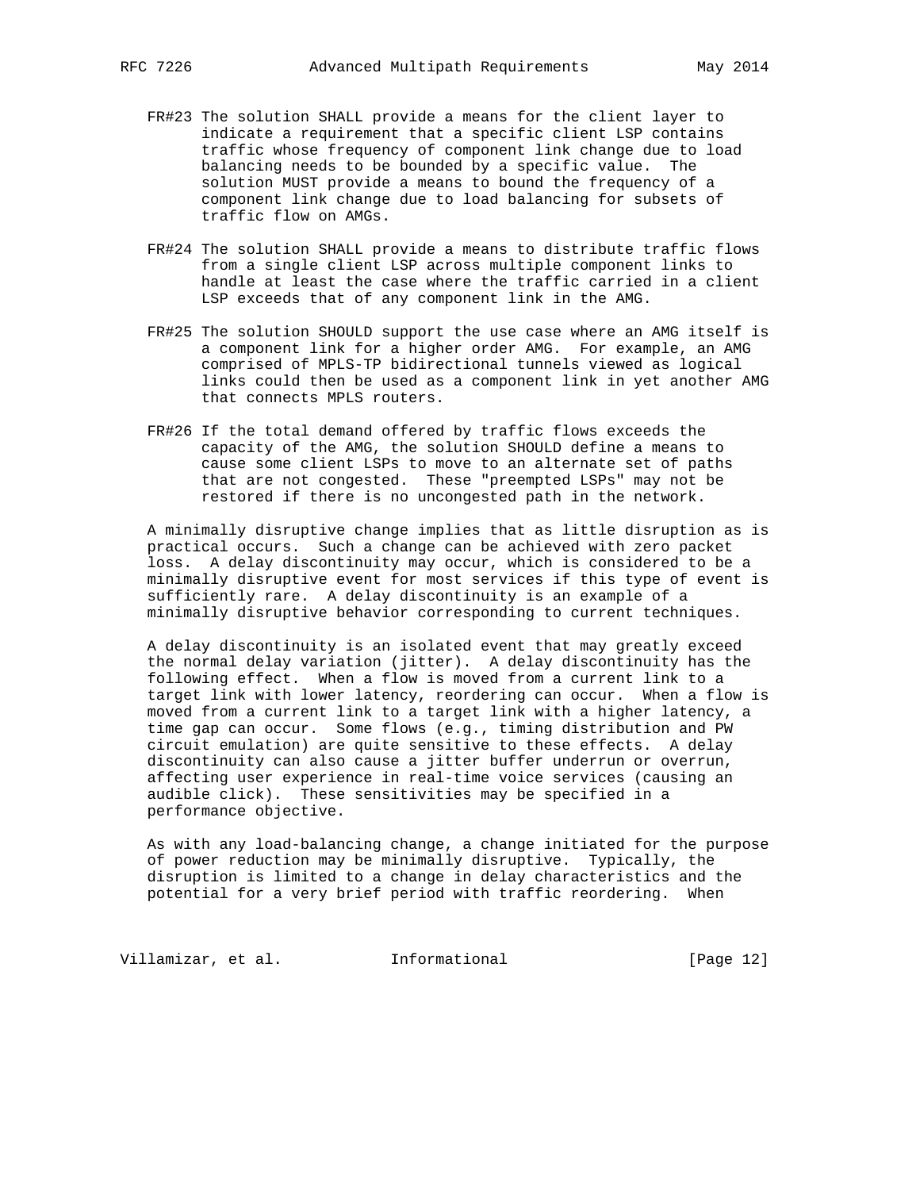FR#23 The solution SHALL provide a means for the client layer to indicate a requirement that a specific client LSP contains traffic whose frequency of component link change due to load balancing needs to be bounded by a specific value. The solution MUST provide a means to bound the frequency of a component link change due to load balancing for subsets of traffic flow on AMGs.

FR#24 The solution SHALL provide a means to distribute traffic flows from a single client LSP across multiple component links to handle at least the case where the traffic carried in a client LSP exceeds that of any component link in the AMG.

FR#25 The solution SHOULD support the use case where an AMG itself is a component link for a higher order AMG. For example, an AMG comprised of MPLS-TP bidirectional tunnels viewed as logical links could then be used as a component link in yet another AMG that connects MPLS routers.

FR#26 If the total demand offered by traffic flows exceeds the capacity of the AMG, the solution SHOULD define a means to cause some client LSPs to move to an alternate set of paths that are not congested. These "preempted LSPs" may not be restored if there is no uncongested path in the network.

A minimally disruptive change implies that as little disruption as is practical occurs. Such a change can be achieved with zero packet loss. A delay discontinuity may occur, which is considered to be a minimally disruptive event for most services if this type of event is sufficiently rare. A delay discontinuity is an example of a minimally disruptive behavior corresponding to current techniques.

A delay discontinuity is an isolated event that may greatly exceed the normal delay variation (jitter). A delay discontinuity has the following effect. When a flow is moved from a current link to a target link with lower latency, reordering can occur. When a flow is moved from a current link to a target link with a higher latency, a time gap can occur. Some flows (e.g., timing distribution and PW circuit emulation) are quite sensitive to these effects. A delay discontinuity can also cause a jitter buffer underrun or overrun, affecting user experience in real-time voice services (causing an audible click). These sensitivities may be specified in a performance objective.

As with any load-balancing change, a change initiated for the purpose of power reduction may be minimally disruptive. Typically, the disruption is limited to a change in delay characteristics and the potential for a very brief period with traffic reordering. When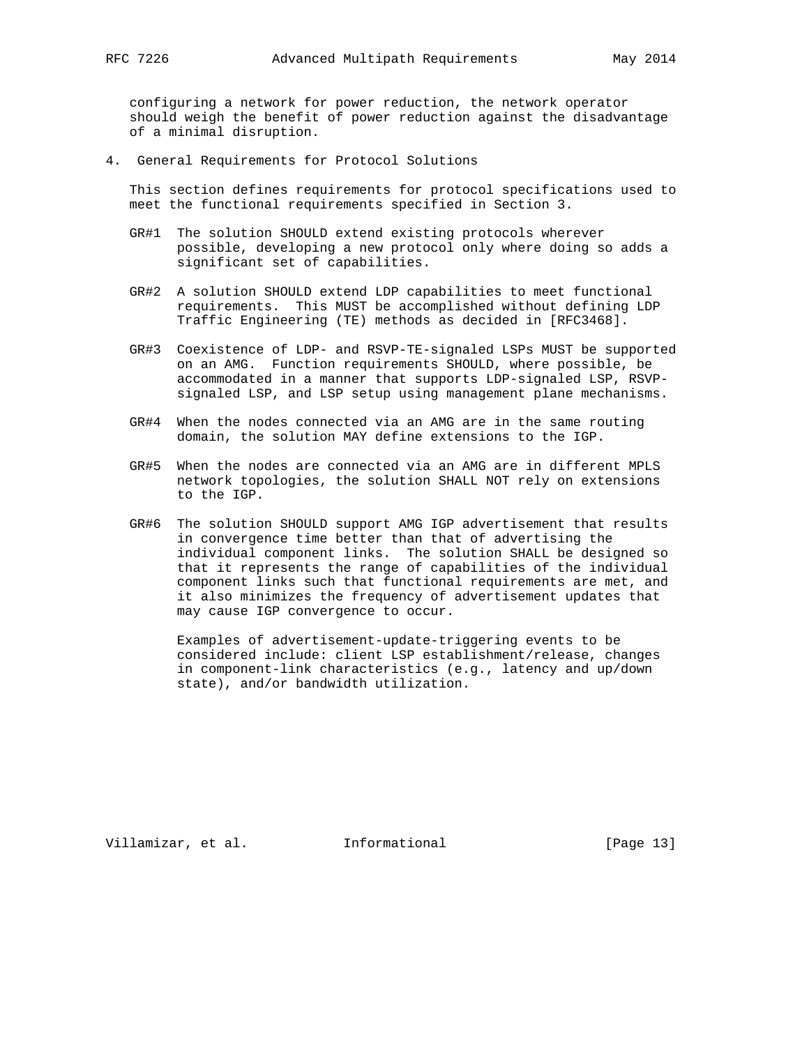configuring a network for power reduction, the network operator should weigh the benefit of power reduction against the disadvantage of a minimal disruption.

## 4. General Requirements for Protocol Solutions

This section defines requirements for protocol specifications used to meet the functional requirements specified in Section 3.

GR#1 The solution SHOULD extend existing protocols wherever possible, developing a new protocol only where doing so adds a significant set of capabilities.

GR#2 A solution SHOULD extend LDP capabilities to meet functional requirements. This MUST be accomplished without defining LDP Traffic Engineering (TE) methods as decided in [RFC3468].

GR#3 Coexistence of LDP- and RSVP-TE-signaled LSPs MUST be supported on an AMG. Function requirements SHOULD, where possible, be accommodated in a manner that supports LDP-signaled LSP, RSVP-signaled LSP, and LSP setup using management plane mechanisms.

GR#4 When the nodes connected via an AMG are in the same routing domain, the solution MAY define extensions to the IGP.

GR#5 When the nodes are connected via an AMG are in different MPLS network topologies, the solution SHALL NOT rely on extensions to the IGP.

GR#6 The solution SHOULD support AMG IGP advertisement that results in convergence time better than that of advertising the individual component links. The solution SHALL be designed so that it represents the range of capabilities of the individual component links such that functional requirements are met, and it also minimizes the frequency of advertisement updates that may cause IGP convergence to occur.

Examples of advertisement-update-triggering events to be considered include: client LSP establishment/release, changes in component-link characteristics (e.g., latency and up/down state), and/or bandwidth utilization.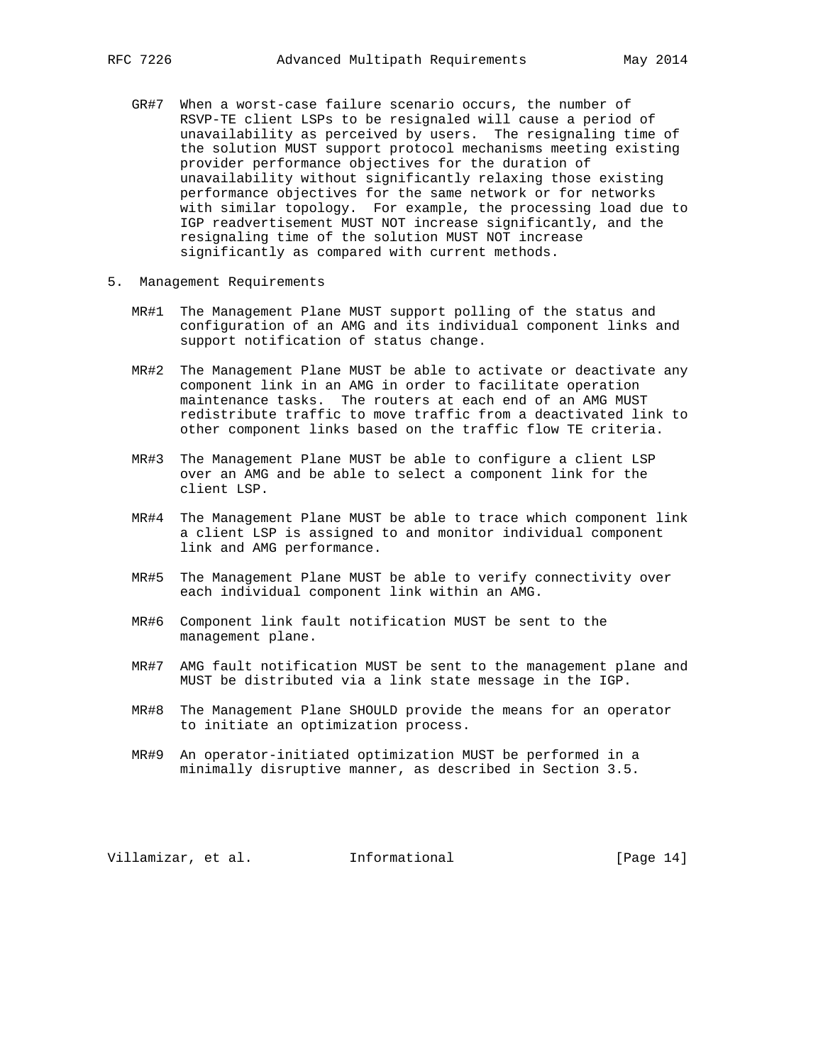GR#7 When a worst-case failure scenario occurs, the number of RSVP-TE client LSPs to be resignaled will cause a period of unavailability as perceived by users. The resignaling time of the solution MUST support protocol mechanisms meeting existing provider performance objectives for the duration of unavailability without significantly relaxing those existing performance objectives for the same network or for networks with similar topology. For example, the processing load due to IGP readvertisement MUST NOT increase significantly, and the resignaling time of the solution MUST NOT increase significantly as compared with current methods.

## 5. Management Requirements

MR#1 The Management Plane MUST support polling of the status and configuration of an AMG and its individual component links and support notification of status change.

MR#2 The Management Plane MUST be able to activate or deactivate any component link in an AMG in order to facilitate operation maintenance tasks. The routers at each end of an AMG MUST redistribute traffic to move traffic from a deactivated link to other component links based on the traffic flow TE criteria.

MR#3 The Management Plane MUST be able to configure a client LSP over an AMG and be able to select a component link for the client LSP.

MR#4 The Management Plane MUST be able to trace which component link a client LSP is assigned to and monitor individual component link and AMG performance.

MR#5 The Management Plane MUST be able to verify connectivity over each individual component link within an AMG.

MR#6 Component link fault notification MUST be sent to the management plane.

MR#7 AMG fault notification MUST be sent to the management plane and MUST be distributed via a link state message in the IGP.

MR#8 The Management Plane SHOULD provide the means for an operator to initiate an optimization process.

MR#9 An operator-initiated optimization MUST be performed in a minimally disruptive manner, as described in Section 3.5.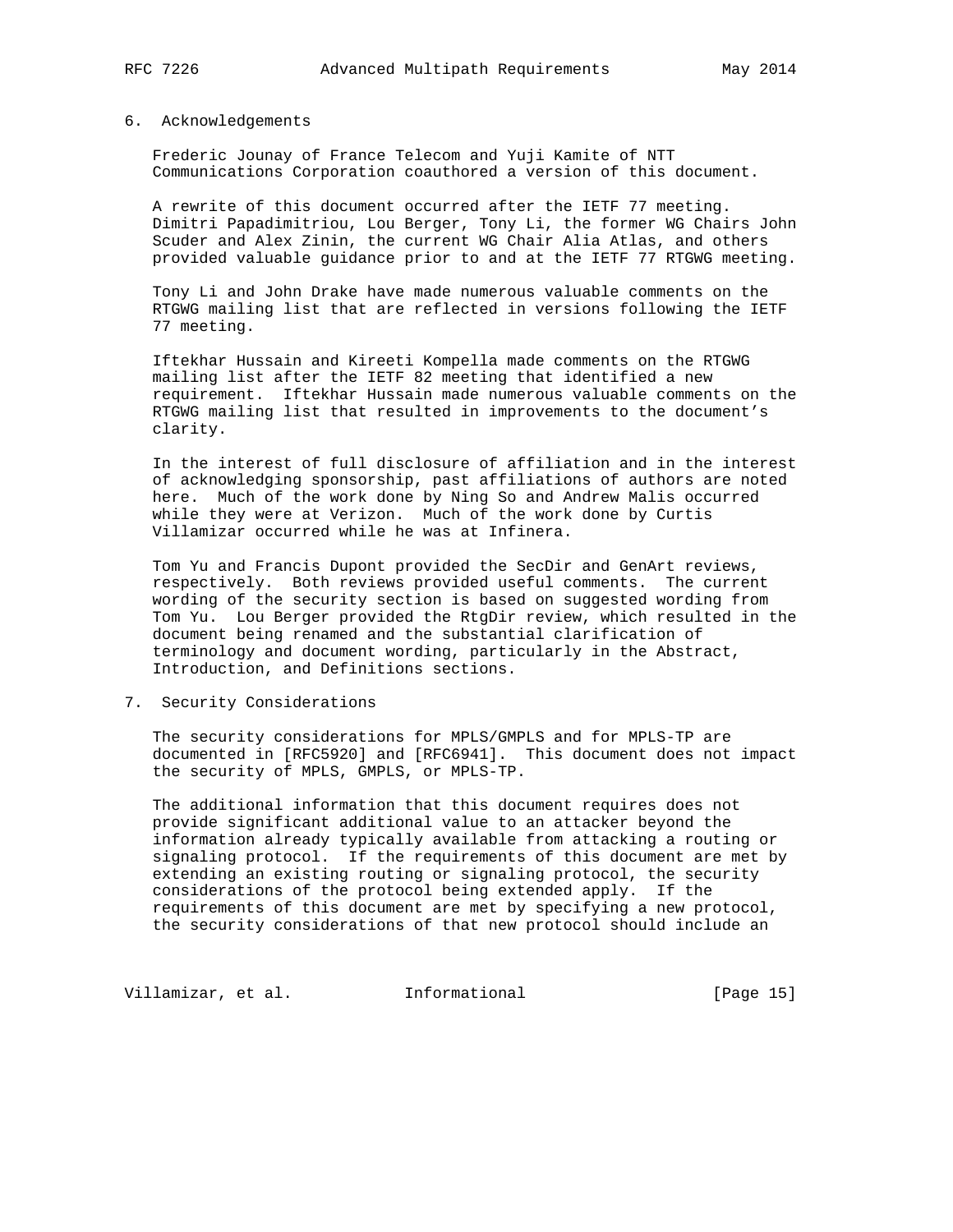## 6. Acknowledgements

Frederic Jounay of France Telecom and Yuji Kamite of NTT Communications Corporation coauthored a version of this document.

A rewrite of this document occurred after the IETF 77 meeting. Dimitri Papadimitriou, Lou Berger, Tony Li, the former WG Chairs John Scuder and Alex Zinin, the current WG Chair Alia Atlas, and others provided valuable guidance prior to and at the IETF 77 RTGWG meeting.

Tony Li and John Drake have made numerous valuable comments on the RTGWG mailing list that are reflected in versions following the IETF 77 meeting.

Iftekhar Hussain and Kireeti Kompella made comments on the RTGWG mailing list after the IETF 82 meeting that identified a new requirement. Iftekhar Hussain made numerous valuable comments on the RTGWG mailing list that resulted in improvements to the document's clarity.

In the interest of full disclosure of affiliation and in the interest of acknowledging sponsorship, past affiliations of authors are noted here. Much of the work done by Ning So and Andrew Malis occurred while they were at Verizon. Much of the work done by Curtis Villamizar occurred while he was at Infinera.

Tom Yu and Francis Dupont provided the SecDir and GenArt reviews, respectively. Both reviews provided useful comments. The current wording of the security section is based on suggested wording from Tom Yu. Lou Berger provided the RtgDir review, which resulted in the document being renamed and the substantial clarification of terminology and document wording, particularly in the Abstract, Introduction, and Definitions sections.

## 7. Security Considerations

The security considerations for MPLS/GMPLS and for MPLS-TP are documented in [RFC5920] and [RFC6941]. This document does not impact the security of MPLS, GMPLS, or MPLS-TP.

The additional information that this document requires does not provide significant additional value to an attacker beyond the information already typically available from attacking a routing or signaling protocol. If the requirements of this document are met by extending an existing routing or signaling protocol, the security considerations of the protocol being extended apply. If the requirements of this document are met by specifying a new protocol, the security considerations of that new protocol should include an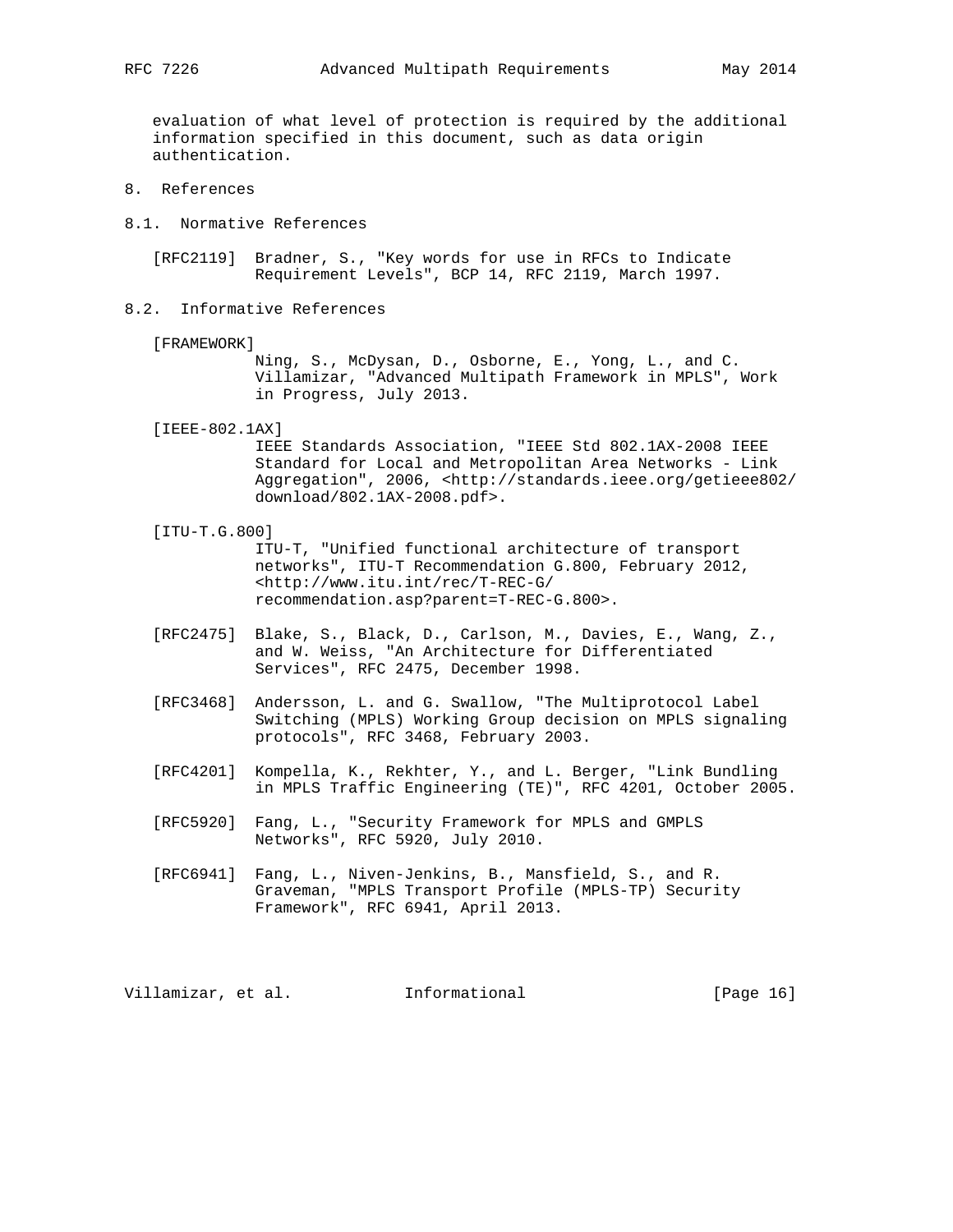evaluation of what level of protection is required by the additional information specified in this document, such as data origin authentication.

## 8. References

### 8.1. Normative References

[RFC2119] Bradner, S., "Key words for use in RFCs to Indicate Requirement Levels", BCP 14, RFC 2119, March 1997.

### 8.2. Informative References

[FRAMEWORK] Ning, S., McDysan, D., Osborne, E., Yong, L., and C. Villamizar, "Advanced Multipath Framework in MPLS", Work in Progress, July 2013.

[IEEE-802.1AX] IEEE Standards Association, "IEEE Std 802.1AX-2008 IEEE Standard for Local and Metropolitan Area Networks - Link Aggregation", 2006, <http://standards.ieee.org/getieee802/download/802.1AX-2008.pdf>.

[ITU-T.G.800] ITU-T, "Unified functional architecture of transport networks", ITU-T Recommendation G.800, February 2012, <http://www.itu.int/rec/T-REC-G/recommendation.asp?parent=T-REC-G.800>.

[RFC2475] Blake, S., Black, D., Carlson, M., Davies, E., Wang, Z., and W. Weiss, "An Architecture for Differentiated Services", RFC 2475, December 1998.

[RFC3468] Andersson, L. and G. Swallow, "The Multiprotocol Label Switching (MPLS) Working Group decision on MPLS signaling protocols", RFC 3468, February 2003.

[RFC4201] Kompella, K., Rekhter, Y., and L. Berger, "Link Bundling in MPLS Traffic Engineering (TE)", RFC 4201, October 2005.

[RFC5920] Fang, L., "Security Framework for MPLS and GMPLS Networks", RFC 5920, July 2010.

[RFC6941] Fang, L., Niven-Jenkins, B., Mansfield, S., and R. Graveman, "MPLS Transport Profile (MPLS-TP) Security Framework", RFC 6941, April 2013.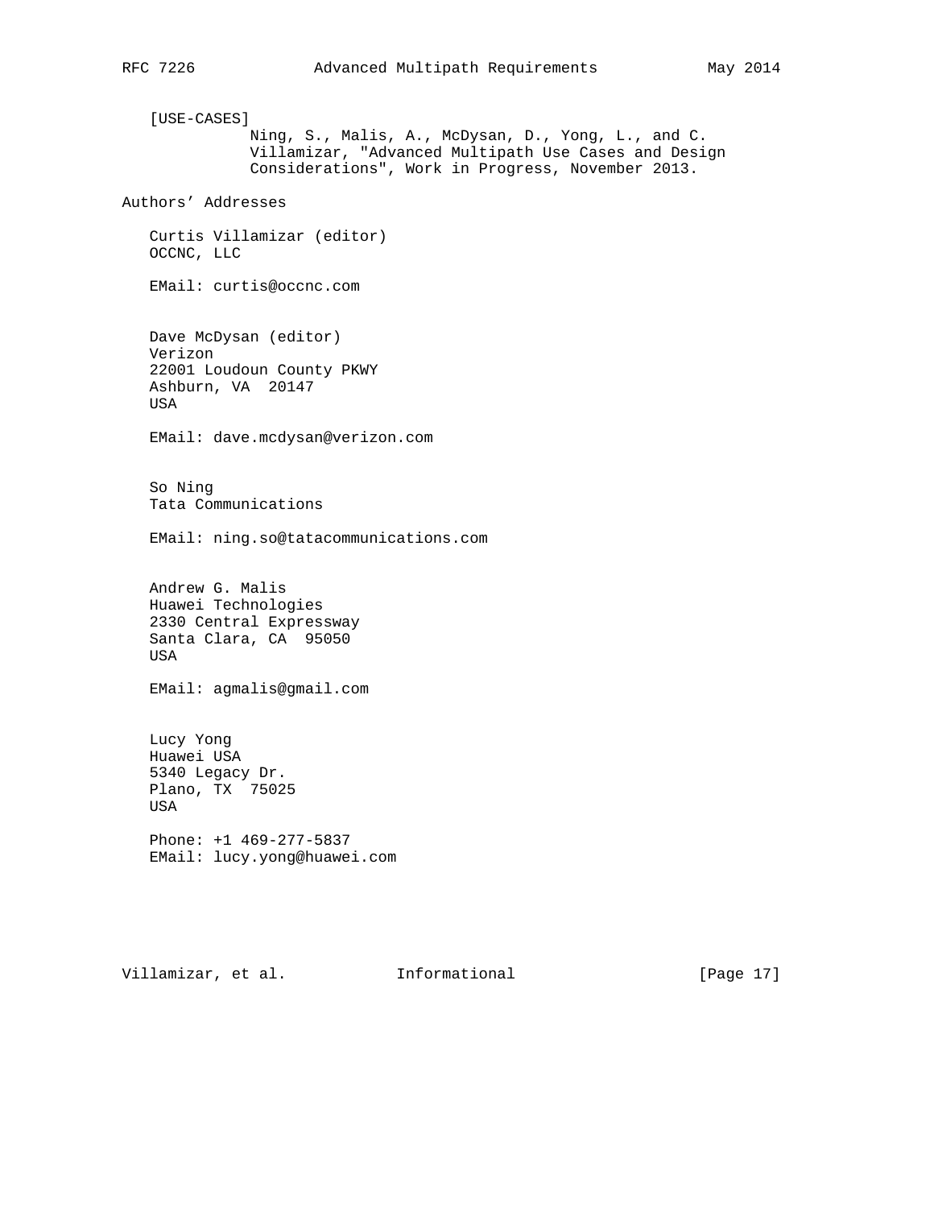[USE-CASES]
Ning, S., Malis, A., McDysan, D., Yong, L., and C. Villamizar, "Advanced Multipath Use Cases and Design Considerations", Work in Progress, November 2013.

## Authors' Addresses

Curtis Villamizar (editor)
OCCNC, LLC

EMail: curtis@occnc.com

Dave McDysan (editor)
Verizon
22001 Loudoun County PKWY
Ashburn, VA  20147
USA

EMail: dave.mcdysan@verizon.com

So Ning
Tata Communications

EMail: ning.so@tatacommunications.com

Andrew G. Malis
Huawei Technologies
2330 Central Expressway
Santa Clara, CA  95050
USA

EMail: agmalis@gmail.com

Lucy Yong
Huawei USA
5340 Legacy Dr.
Plano, TX  75025
USA

Phone: +1 469-277-5837
EMail: lucy.yong@huawei.com